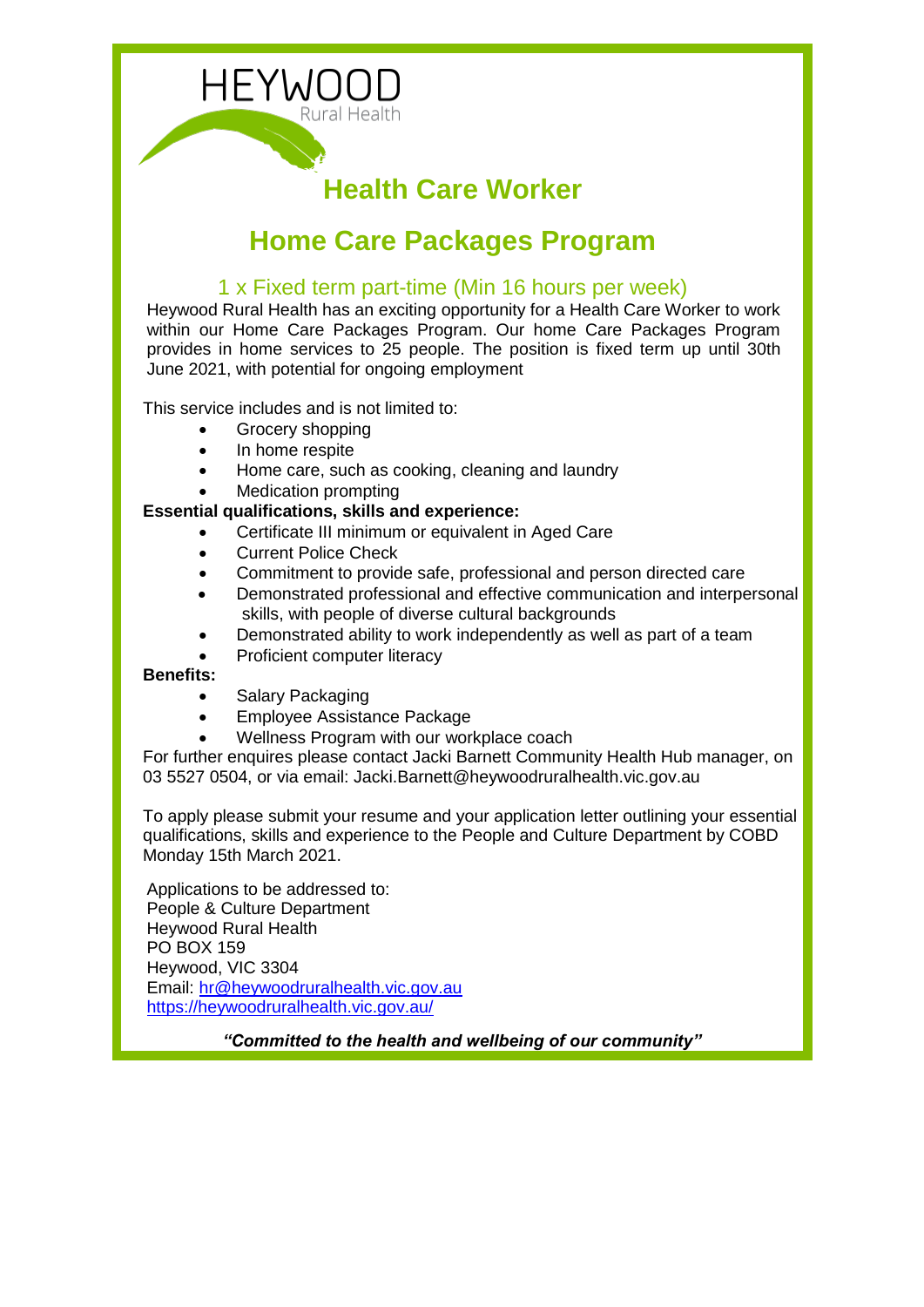HEYWOOD
Rural Health

# Health Care Worker

# Home Care Packages Program

## 1 x Fixed term part-time (Min 16 hours per week)

Heywood Rural Health has an exciting opportunity for a Health Care Worker to work within our Home Care Packages Program. Our home Care Packages Program provides in home services to 25 people. The position is fixed term up until 30th June 2021, with potential for ongoing employment

This service includes and is not limited to:

- Grocery shopping
- In home respite
- Home care, such as cooking, cleaning and laundry
- Medication prompting

**Essential qualifications, skills and experience:**

- Certificate III minimum or equivalent in Aged Care
- Current Police Check
- Commitment to provide safe, professional and person directed care
- Demonstrated professional and effective communication and interpersonal skills, with people of diverse cultural backgrounds
- Demonstrated ability to work independently as well as part of a team
- Proficient computer literacy

**Benefits:**

- Salary Packaging
- Employee Assistance Package
- Wellness Program with our workplace coach

For further enquires please contact Jacki Barnett Community Health Hub manager, on 03 5527 0504, or via email: Jacki.Barnett@heywoodruralhealth.vic.gov.au

To apply please submit your resume and your application letter outlining your essential qualifications, skills and experience to the People and Culture Department by COBD Monday 15th March 2021.

Applications to be addressed to:
People & Culture Department
Heywood Rural Health
PO BOX 159
Heywood, VIC 3304
Email: hr@heywoodruralhealth.vic.gov.au
https://heywoodruralhealth.vic.gov.au/

***"Committed to the health and wellbeing of our community"***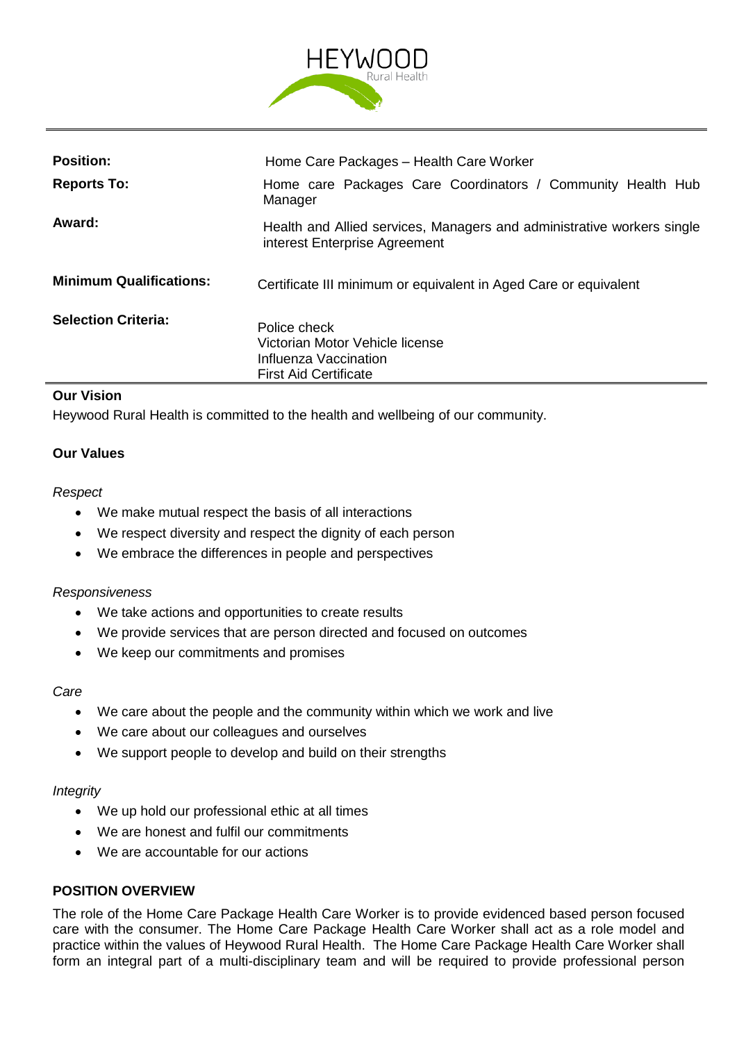HEYWOOD
Rural Health

| | |
|---|---|
| **Position:** | Home Care Packages – Health Care Worker |
| **Reports To:** | Home care Packages Care Coordinators / Community Health Hub Manager |
| **Award:** | Health and Allied services, Managers and administrative workers single interest Enterprise Agreement |
| **Minimum Qualifications:** | Certificate III minimum or equivalent in Aged Care or equivalent |
| **Selection Criteria:** | Police check<br>Victorian Motor Vehicle license<br>Influenza Vaccination<br>First Aid Certificate |

**Our Vision**

Heywood Rural Health is committed to the health and wellbeing of our community.

**Our Values**

*Respect*

- We make mutual respect the basis of all interactions
- We respect diversity and respect the dignity of each person
- We embrace the differences in people and perspectives

*Responsiveness*

- We take actions and opportunities to create results
- We provide services that are person directed and focused on outcomes
- We keep our commitments and promises

*Care*

- We care about the people and the community within which we work and live
- We care about our colleagues and ourselves
- We support people to develop and build on their strengths

*Integrity*

- We up hold our professional ethic at all times
- We are honest and fulfil our commitments
- We are accountable for our actions

**POSITION OVERVIEW**

The role of the Home Care Package Health Care Worker is to provide evidenced based person focused care with the consumer. The Home Care Package Health Care Worker shall act as a role model and practice within the values of Heywood Rural Health. The Home Care Package Health Care Worker shall form an integral part of a multi-disciplinary team and will be required to provide professional person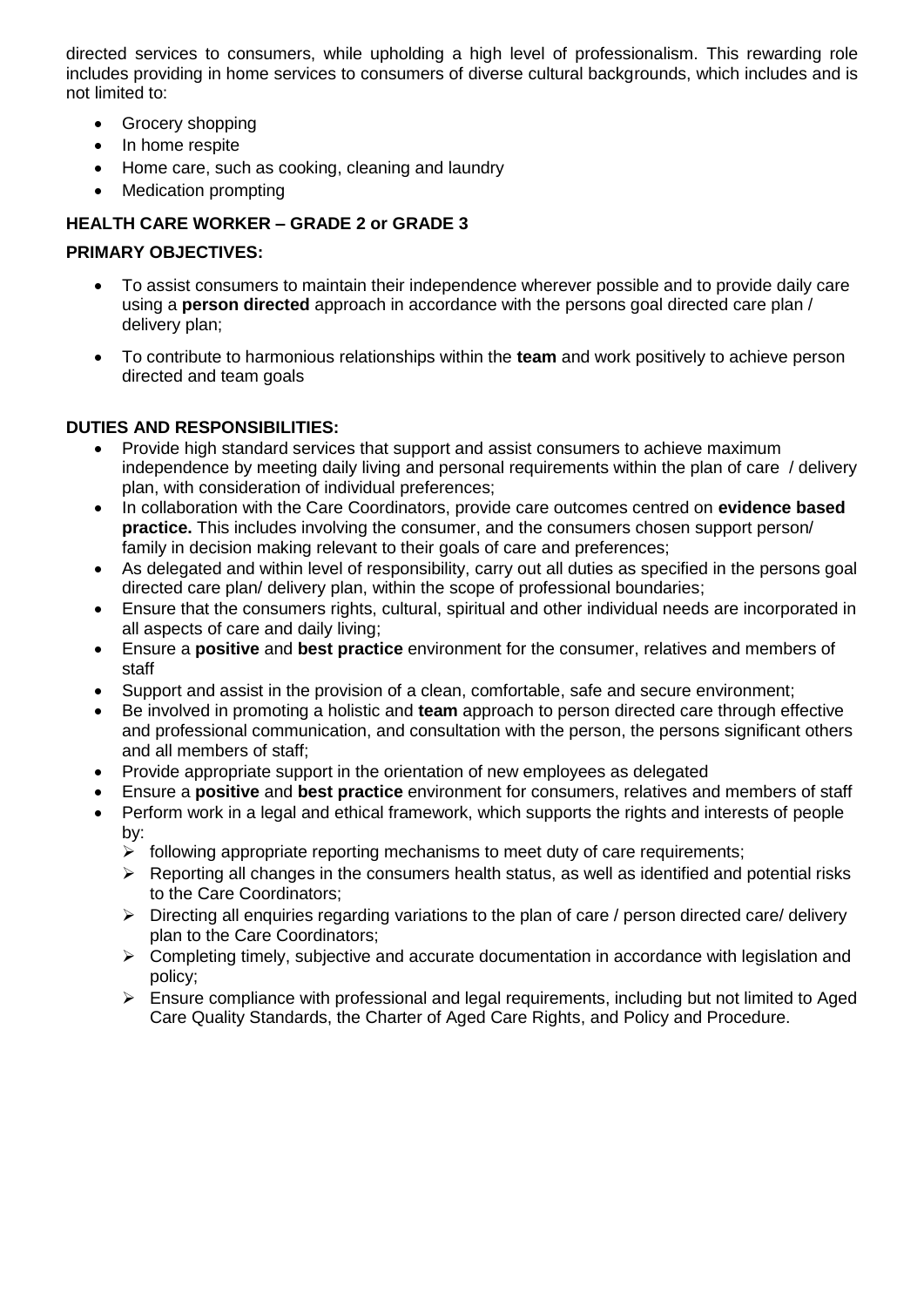directed services to consumers, while upholding a high level of professionalism. This rewarding role includes providing in home services to consumers of diverse cultural backgrounds, which includes and is not limited to:

- Grocery shopping
- In home respite
- Home care, such as cooking, cleaning and laundry
- Medication prompting

**HEALTH CARE WORKER – GRADE 2 or GRADE 3**

**PRIMARY OBJECTIVES:**

- To assist consumers to maintain their independence wherever possible and to provide daily care using a **person directed** approach in accordance with the persons goal directed care plan / delivery plan;
- To contribute to harmonious relationships within the **team** and work positively to achieve person directed and team goals

**DUTIES AND RESPONSIBILITIES:**

- Provide high standard services that support and assist consumers to achieve maximum independence by meeting daily living and personal requirements within the plan of care / delivery plan, with consideration of individual preferences;
- In collaboration with the Care Coordinators, provide care outcomes centred on **evidence based practice.** This includes involving the consumer, and the consumers chosen support person/ family in decision making relevant to their goals of care and preferences;
- As delegated and within level of responsibility, carry out all duties as specified in the persons goal directed care plan/ delivery plan, within the scope of professional boundaries;
- Ensure that the consumers rights, cultural, spiritual and other individual needs are incorporated in all aspects of care and daily living;
- Ensure a **positive** and **best practice** environment for the consumer, relatives and members of staff
- Support and assist in the provision of a clean, comfortable, safe and secure environment;
- Be involved in promoting a holistic and **team** approach to person directed care through effective and professional communication, and consultation with the person, the persons significant others and all members of staff;
- Provide appropriate support in the orientation of new employees as delegated
- Ensure a **positive** and **best practice** environment for consumers, relatives and members of staff
- Perform work in a legal and ethical framework, which supports the rights and interests of people by:
  - following appropriate reporting mechanisms to meet duty of care requirements;
  - Reporting all changes in the consumers health status, as well as identified and potential risks to the Care Coordinators;
  - Directing all enquiries regarding variations to the plan of care / person directed care/ delivery plan to the Care Coordinators;
  - Completing timely, subjective and accurate documentation in accordance with legislation and policy;
  - Ensure compliance with professional and legal requirements, including but not limited to Aged Care Quality Standards, the Charter of Aged Care Rights, and Policy and Procedure.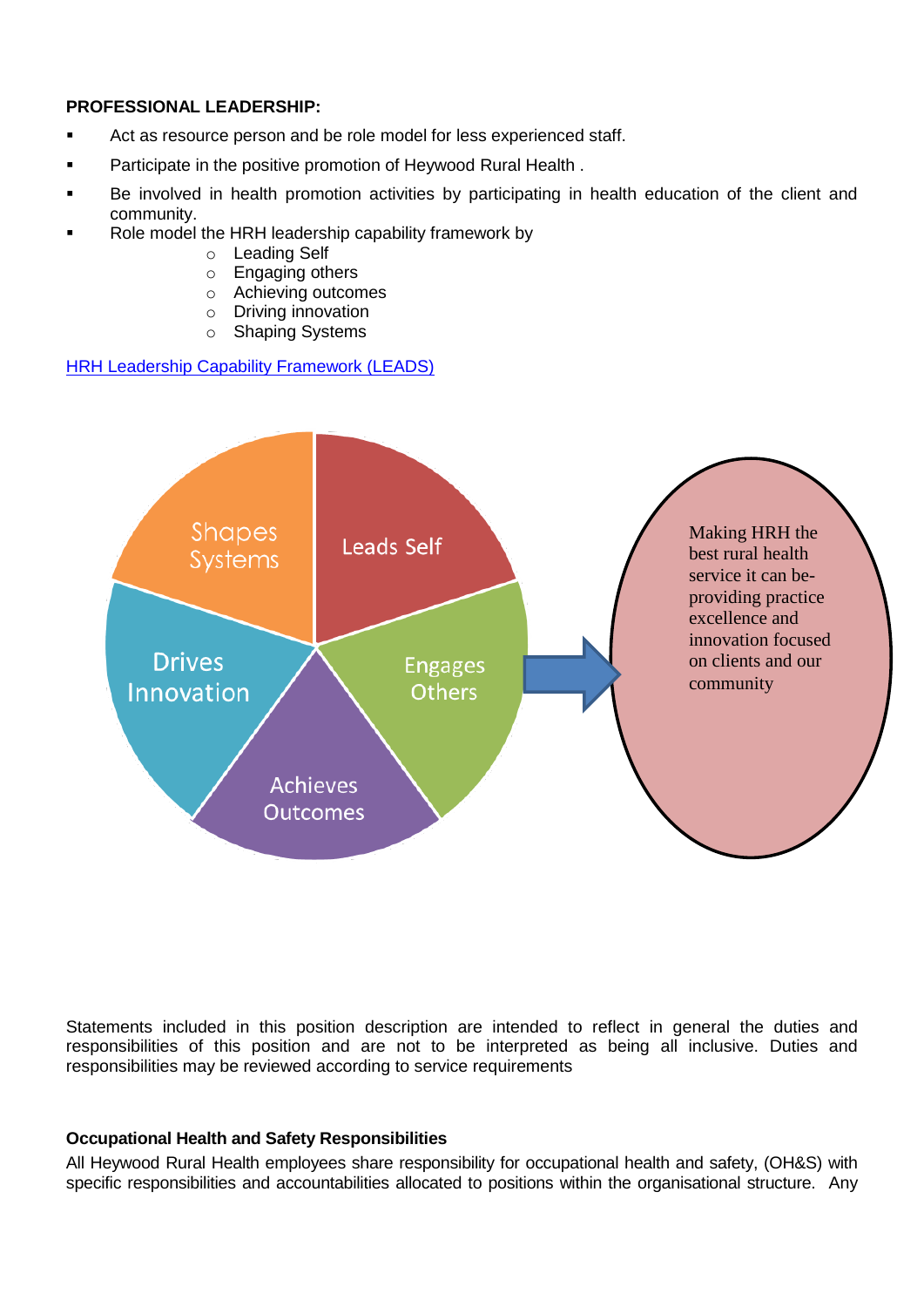**PROFESSIONAL LEADERSHIP:**

- Act as resource person and be role model for less experienced staff.
- Participate in the positive promotion of Heywood Rural Health .
- Be involved in health promotion activities by participating in health education of the client and community.
- Role model the HRH leadership capability framework by
  - Leading Self
  - Engaging others
  - Achieving outcomes
  - Driving innovation
  - Shaping Systems

[HRH Leadership Capability Framework (LEADS)]

Shapes Systems

Leads Self

Drives Innovation

Engages Others

Achieves Outcomes

Making HRH the best rural health service it can be- providing practice excellence and innovation focused on clients and our community

Statements included in this position description are intended to reflect in general the duties and responsibilities of this position and are not to be interpreted as being all inclusive. Duties and responsibilities may be reviewed according to service requirements

**Occupational Health and Safety Responsibilities**

All Heywood Rural Health employees share responsibility for occupational health and safety, (OH&S) with specific responsibilities and accountabilities allocated to positions within the organisational structure. Any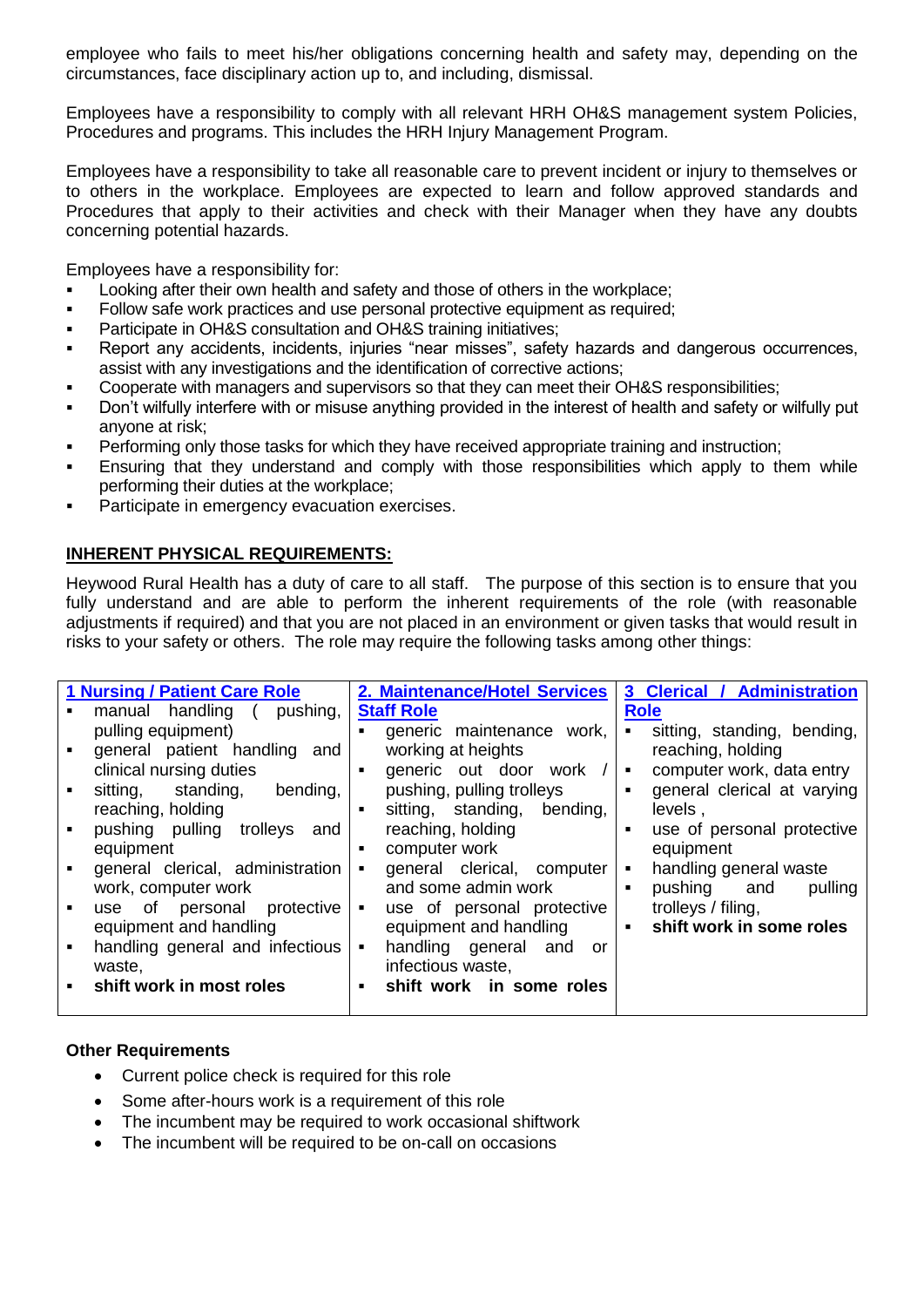employee who fails to meet his/her obligations concerning health and safety may, depending on the circumstances, face disciplinary action up to, and including, dismissal.

Employees have a responsibility to comply with all relevant HRH OH&S management system Policies, Procedures and programs. This includes the HRH Injury Management Program.

Employees have a responsibility to take all reasonable care to prevent incident or injury to themselves or to others in the workplace. Employees are expected to learn and follow approved standards and Procedures that apply to their activities and check with their Manager when they have any doubts concerning potential hazards.

Employees have a responsibility for:

- Looking after their own health and safety and those of others in the workplace;
- Follow safe work practices and use personal protective equipment as required;
- Participate in OH&S consultation and OH&S training initiatives;
- Report any accidents, incidents, injuries "near misses", safety hazards and dangerous occurrences, assist with any investigations and the identification of corrective actions;
- Cooperate with managers and supervisors so that they can meet their OH&S responsibilities;
- Don't wilfully interfere with or misuse anything provided in the interest of health and safety or wilfully put anyone at risk;
- Performing only those tasks for which they have received appropriate training and instruction;
- Ensuring that they understand and comply with those responsibilities which apply to them while performing their duties at the workplace;
- Participate in emergency evacuation exercises.

## INHERENT PHYSICAL REQUIREMENTS:

Heywood Rural Health has a duty of care to all staff. The purpose of this section is to ensure that you fully understand and are able to perform the inherent requirements of the role (with reasonable adjustments if required) and that you are not placed in an environment or given tasks that would result in risks to your safety or others. The role may require the following tasks among other things:

| 1 Nursing / Patient Care Role | 2. Maintenance/Hotel Services Staff Role | 3 Clerical / Administration Role |
|---|---|---|
| ▪ manual handling ( pushing, pulling equipment)<br>▪ general patient handling and clinical nursing duties<br>▪ sitting, standing, bending, reaching, holding<br>▪ pushing pulling trolleys and equipment<br>▪ general clerical, administration work, computer work<br>▪ use of personal protective equipment and handling<br>▪ handling general and infectious waste,<br>▪ **shift work in most roles** | ▪ generic maintenance work, working at heights<br>▪ generic out door work / pushing, pulling trolleys<br>▪ sitting, standing, bending, reaching, holding<br>▪ computer work<br>▪ general clerical, computer and some admin work<br>▪ use of personal protective equipment and handling<br>▪ handling general and or infectious waste,<br>▪ **shift work in some roles** | ▪ sitting, standing, bending, reaching, holding<br>▪ computer work, data entry<br>▪ general clerical at varying levels ,<br>▪ use of personal protective equipment<br>▪ handling general waste<br>▪ pushing and pulling trolleys / filing,<br>▪ **shift work in some roles** |

**Other Requirements**

- Current police check is required for this role
- Some after-hours work is a requirement of this role
- The incumbent may be required to work occasional shiftwork
- The incumbent will be required to be on-call on occasions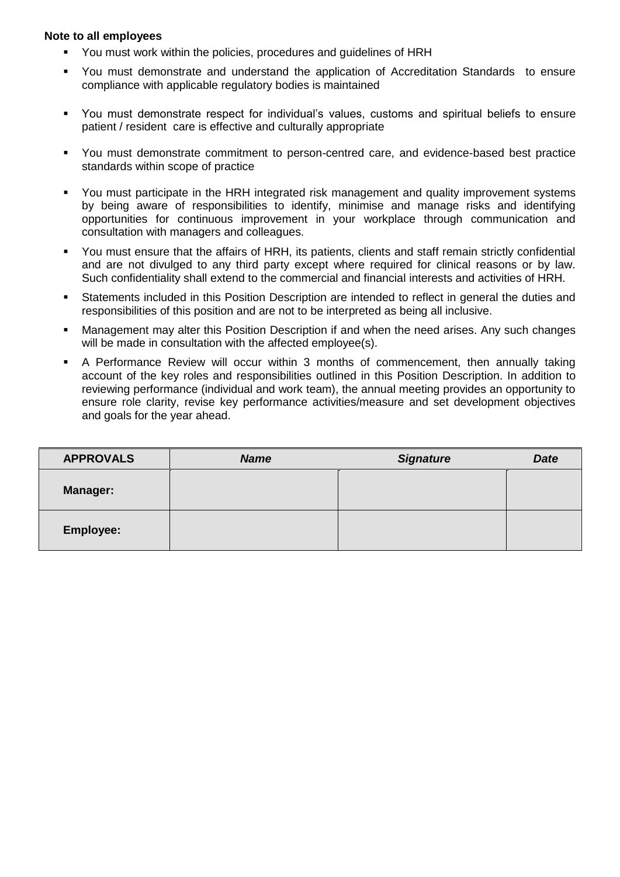**Note to all employees**

- You must work within the policies, procedures and guidelines of HRH
- You must demonstrate and understand the application of Accreditation Standards to ensure compliance with applicable regulatory bodies is maintained
- You must demonstrate respect for individual's values, customs and spiritual beliefs to ensure patient / resident care is effective and culturally appropriate
- You must demonstrate commitment to person-centred care, and evidence-based best practice standards within scope of practice
- You must participate in the HRH integrated risk management and quality improvement systems by being aware of responsibilities to identify, minimise and manage risks and identifying opportunities for continuous improvement in your workplace through communication and consultation with managers and colleagues.
- You must ensure that the affairs of HRH, its patients, clients and staff remain strictly confidential and are not divulged to any third party except where required for clinical reasons or by law. Such confidentiality shall extend to the commercial and financial interests and activities of HRH.
- Statements included in this Position Description are intended to reflect in general the duties and responsibilities of this position and are not to be interpreted as being all inclusive.
- Management may alter this Position Description if and when the need arises. Any such changes will be made in consultation with the affected employee(s).
- A Performance Review will occur within 3 months of commencement, then annually taking account of the key roles and responsibilities outlined in this Position Description. In addition to reviewing performance (individual and work team), the annual meeting provides an opportunity to ensure role clarity, revise key performance activities/measure and set development objectives and goals for the year ahead.

| **APPROVALS** | ***Name*** | ***Signature*** | ***Date*** |
|---|---|---|---|
| **Manager:** | | | |
| **Employee:** | | | |